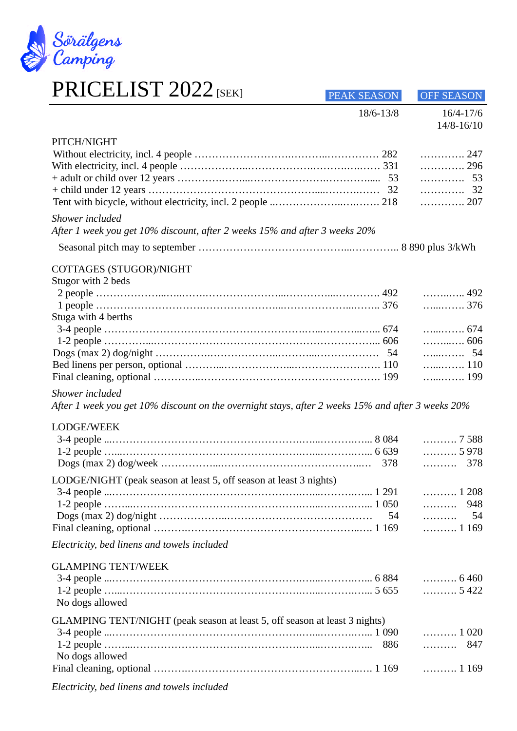Sörälgens Camping

# PRICELIST 2022 [SEK]

| | PEAK SEASON | OFF SEASON |
|---|---|---|
| | 18/6-13/8 | 16/4-17/6<br>14/8-16/10 |
| **PITCH/NIGHT** | | |
| Without electricity, incl. 4 people | 282 | 247 |
| With electricity, incl. 4 people | 331 | 296 |
| + adult or child over 12 years | 53 | 53 |
| + child under 12 years | 32 | 32 |
| Tent with bicycle, without electricity, incl. 2 people | 218 | 207 |

*Shower included*
*After 1 week you get 10% discount, after 2 weeks 15% and after 3 weeks 20%*

Seasonal pitch may to september …………………………………… 8 890 plus 3/kWh

| | PEAK SEASON | OFF SEASON |
|---|---|---|
| **COTTAGES (STUGOR)/NIGHT** | | |
| Stugor with 2 beds | | |
| 2 people | 492 | 492 |
| 1 people | 376 | 376 |
| Stuga with 4 berths | | |
| 3-4 people | 674 | 674 |
| 1-2 people | 606 | 606 |
| Dogs (max 2) dog/night | 54 | 54 |
| Bed linens per person, optional | 110 | 110 |
| Final cleaning, optional | 199 | 199 |

*Shower included*
*After 1 week you get 10% discount on the overnight stays, after 2 weeks 15% and after 3 weeks 20%*

| | PEAK SEASON | OFF SEASON |
|---|---|---|
| **LODGE/WEEK** | | |
| 3-4 people | 8 084 | 7 588 |
| 1-2 people | 6 639 | 5 978 |
| Dogs (max 2) dog/week | 378 | 378 |
| **LODGE/NIGHT (peak season at least 5, off season at least 3 nights)** | | |
| 3-4 people | 1 291 | 1 208 |
| 1-2 people | 1 050 | 948 |
| Dogs (max 2) dog/night | 54 | 54 |
| Final cleaning, optional | 1 169 | 1 169 |

*Electricity, bed linens and towels included*

| | PEAK SEASON | OFF SEASON |
|---|---|---|
| **GLAMPING TENT/WEEK** | | |
| 3-4 people | 6 884 | 6 460 |
| 1-2 people | 5 655 | 5 422 |
| No dogs allowed | | |
| **GLAMPING TENT/NIGHT (peak season at least 5, off season at least 3 nights)** | | |
| 3-4 people | 1 090 | 1 020 |
| 1-2 people | 886 | 847 |
| No dogs allowed | | |
| Final cleaning, optional | 1 169 | 1 169 |

*Electricity, bed linens and towels included*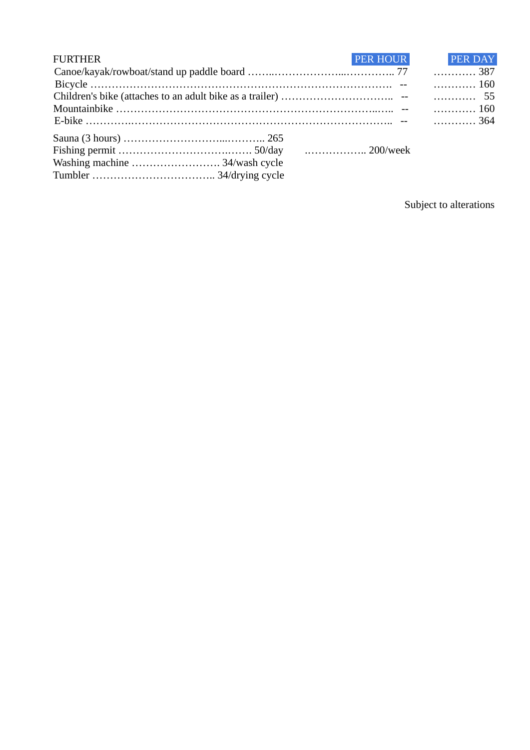| FURTHER | PER HOUR | PER DAY |
|---|---|---|
| Canoe/kayak/rowboat/stand up paddle board | 77 | 387 |
| Bicycle | -- | 160 |
| Children's bike (attaches to an adult bike as a trailer) | -- | 55 |
| Mountainbike | -- | 160 |
| E-bike | -- | 364 |

Sauna (3 hours) ………………………. 265

Fishing permit ………………………. 50/day ……………….. 200/week

Washing machine ……………………. 34/wash cycle

Tumbler …………………………….. 34/drying cycle

Subject to alterations